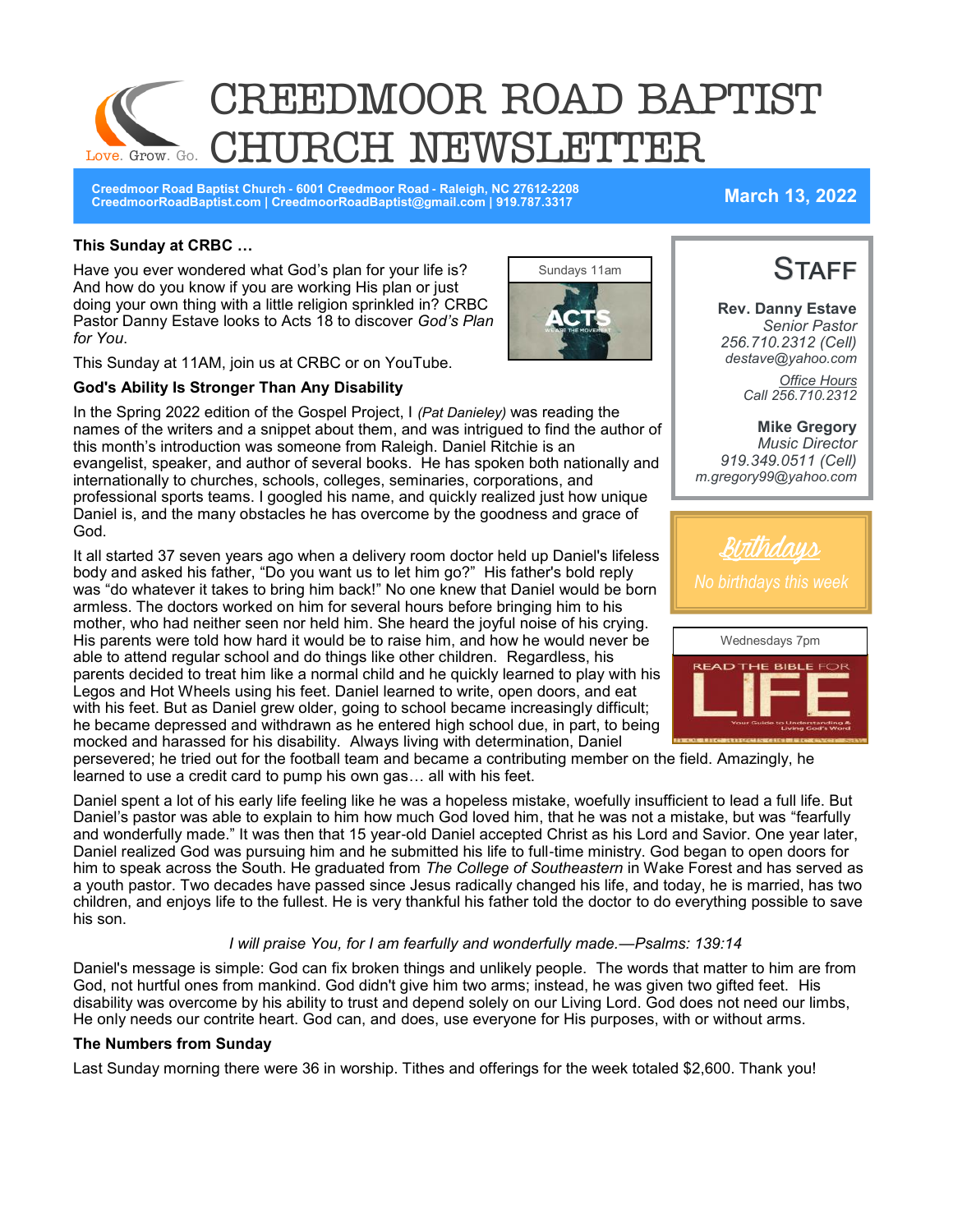# CREEDMOOR ROAD BAPTIST CHURCH NEWSLETTER

Love. Grow. Go.

**Creedmoor Road Baptist Church - 6001 Creedmoor Road - Raleigh, NC 27612-2208**
**CreedmoorRoadBaptist.com | CreedmoorRoadBaptist@gmail.com | 919.787.3317**

**March 13, 2022**

### This Sunday at CRBC …

Sundays 11am

Have you ever wondered what God's plan for your life is? And how do you know if you are working His plan or just doing your own thing with a little religion sprinkled in? CRBC Pastor Danny Estave looks to Acts 18 to discover *God's Plan for You*.

This Sunday at 11AM, join us at CRBC or on YouTube.

### God's Ability Is Stronger Than Any Disability

In the Spring 2022 edition of the Gospel Project, I *(Pat Danieley)* was reading the names of the writers and a snippet about them, and was intrigued to find the author of this month's introduction was someone from Raleigh. Daniel Ritchie is an evangelist, speaker, and author of several books. He has spoken both nationally and internationally to churches, schools, colleges, seminaries, corporations, and professional sports teams. I googled his name, and quickly realized just how unique Daniel is, and the many obstacles he has overcome by the goodness and grace of God.

It all started 37 seven years ago when a delivery room doctor held up Daniel's lifeless body and asked his father, "Do you want us to let him go?" His father's bold reply was "do whatever it takes to bring him back!" No one knew that Daniel would be born armless. The doctors worked on him for several hours before bringing him to his mother, who had neither seen nor held him. She heard the joyful noise of his crying. His parents were told how hard it would be to raise him, and how he would never be able to attend regular school and do things like other children. Regardless, his parents decided to treat him like a normal child and he quickly learned to play with his Legos and Hot Wheels using his feet. Daniel learned to write, open doors, and eat with his feet. But as Daniel grew older, going to school became increasingly difficult; he became depressed and withdrawn as he entered high school due, in part, to being mocked and harassed for his disability. Always living with determination, Daniel persevered; he tried out for the football team and became a contributing member on the field. Amazingly, he learned to use a credit card to pump his own gas… all with his feet.

Daniel spent a lot of his early life feeling like he was a hopeless mistake, woefully insufficient to lead a full life. But Daniel's pastor was able to explain to him how much God loved him, that he was not a mistake, but was "fearfully and wonderfully made." It was then that 15 year-old Daniel accepted Christ as his Lord and Savior. One year later, Daniel realized God was pursuing him and he submitted his life to full-time ministry. God began to open doors for him to speak across the South. He graduated from *The College of Southeastern* in Wake Forest and has served as a youth pastor. Two decades have passed since Jesus radically changed his life, and today, he is married, has two children, and enjoys life to the fullest. He is very thankful his father told the doctor to do everything possible to save his son.

*I will praise You, for I am fearfully and wonderfully made.—Psalms: 139:14*

Daniel's message is simple: God can fix broken things and unlikely people. The words that matter to him are from God, not hurtful ones from mankind. God didn't give him two arms; instead, he was given two gifted feet. His disability was overcome by his ability to trust and depend solely on our Living Lord. God does not need our limbs, He only needs our contrite heart. God can, and does, use everyone for His purposes, with or without arms.

### The Numbers from Sunday

Last Sunday morning there were 36 in worship. Tithes and offerings for the week totaled $2,600. Thank you!

## Staff

**Rev. Danny Estave**
*Senior Pastor*
*256.710.2312 (Cell)*
*destave@yahoo.com*

*Office Hours*
*Call 256.710.2312*

**Mike Gregory**
*Music Director*
*919.349.0511 (Cell)*
*m.gregory99@yahoo.com*

## Birthdays

*No birthdays this week*

Wednesdays 7pm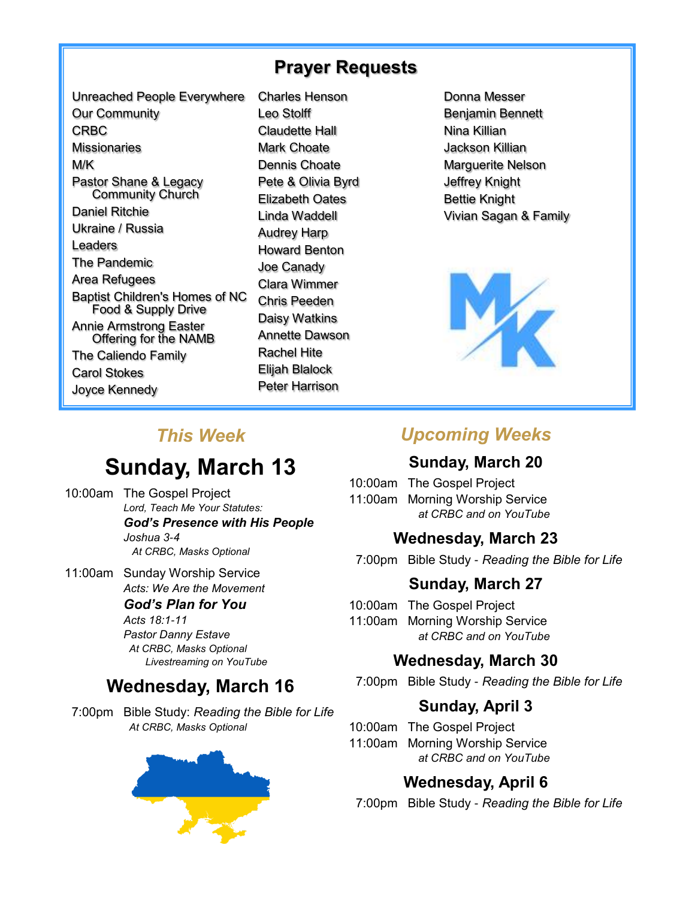## Prayer Requests

Unreached People Everywhere
Our Community
CRBC
Missionaries
M/K
Pastor Shane & Legacy Community Church
Daniel Ritchie
Ukraine / Russia
Leaders
The Pandemic
Area Refugees
Baptist Children's Homes of NC Food & Supply Drive
Annie Armstrong Easter Offering for the NAMB
The Caliendo Family
Carol Stokes
Joyce Kennedy

Charles Henson
Leo Stolff
Claudette Hall
Mark Choate
Dennis Choate
Pete & Olivia Byrd
Elizabeth Oates
Linda Waddell
Audrey Harp
Howard Benton
Joe Canady
Clara Wimmer
Chris Peeden
Daisy Watkins
Annette Dawson
Rachel Hite
Elijah Blalock
Peter Harrison

Donna Messer
Benjamin Bennett
Nina Killian
Jackson Killian
Marguerite Nelson
Jeffrey Knight
Bettie Knight
Vivian Sagan & Family

## *This Week*

# Sunday, March 13

10:00am The Gospel Project
*Lord, Teach Me Your Statutes:*
***God's Presence with His People***
*Joshua 3-4*
*At CRBC, Masks Optional*

11:00am Sunday Worship Service
*Acts: We Are the Movement*
***God's Plan for You***
*Acts 18:1-11*
*Pastor Danny Estave*
*At CRBC, Masks Optional*
*Livestreaming on YouTube*

## Wednesday, March 16

7:00pm Bible Study: *Reading the Bible for Life*
*At CRBC, Masks Optional*

## *Upcoming Weeks*

### Sunday, March 20

10:00am The Gospel Project
11:00am Morning Worship Service
*at CRBC and on YouTube*

### Wednesday, March 23

7:00pm Bible Study - *Reading the Bible for Life*

### Sunday, March 27

10:00am The Gospel Project
11:00am Morning Worship Service
*at CRBC and on YouTube*

### Wednesday, March 30

7:00pm Bible Study - *Reading the Bible for Life*

### Sunday, April 3

10:00am The Gospel Project
11:00am Morning Worship Service
*at CRBC and on YouTube*

### Wednesday, April 6

7:00pm Bible Study - *Reading the Bible for Life*